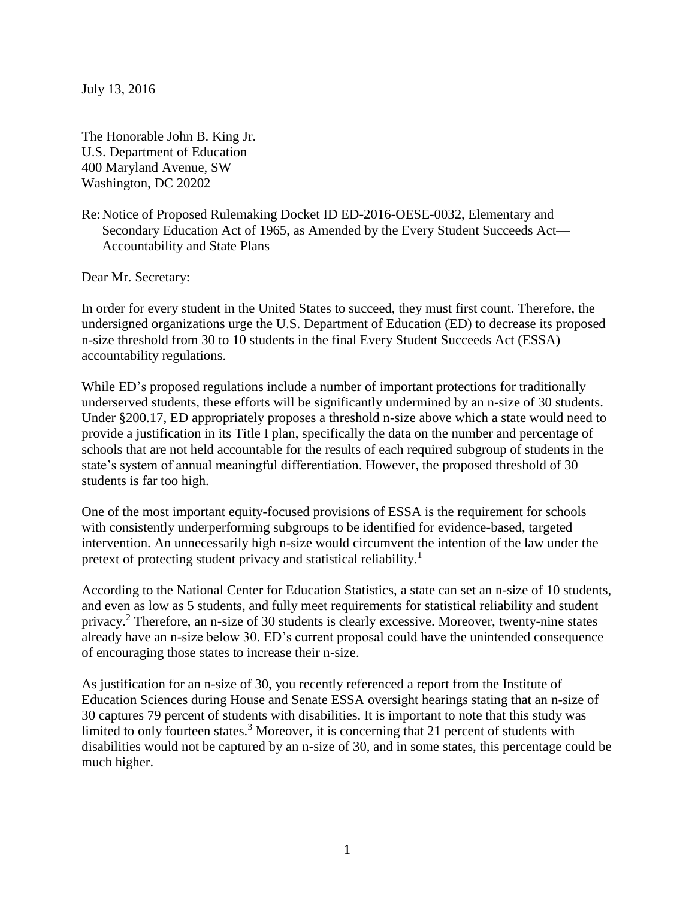July 13, 2016

The Honorable John B. King Jr.
U.S. Department of Education
400 Maryland Avenue, SW
Washington, DC 20202

Re: Notice of Proposed Rulemaking Docket ID ED-2016-OESE-0032, Elementary and Secondary Education Act of 1965, as Amended by the Every Student Succeeds Act—Accountability and State Plans

Dear Mr. Secretary:

In order for every student in the United States to succeed, they must first count. Therefore, the undersigned organizations urge the U.S. Department of Education (ED) to decrease its proposed n-size threshold from 30 to 10 students in the final Every Student Succeeds Act (ESSA) accountability regulations.

While ED's proposed regulations include a number of important protections for traditionally underserved students, these efforts will be significantly undermined by an n-size of 30 students. Under §200.17, ED appropriately proposes a threshold n-size above which a state would need to provide a justification in its Title I plan, specifically the data on the number and percentage of schools that are not held accountable for the results of each required subgroup of students in the state's system of annual meaningful differentiation. However, the proposed threshold of 30 students is far too high.

One of the most important equity-focused provisions of ESSA is the requirement for schools with consistently underperforming subgroups to be identified for evidence-based, targeted intervention. An unnecessarily high n-size would circumvent the intention of the law under the pretext of protecting student privacy and statistical reliability.[1]

According to the National Center for Education Statistics, a state can set an n-size of 10 students, and even as low as 5 students, and fully meet requirements for statistical reliability and student privacy.[2] Therefore, an n-size of 30 students is clearly excessive. Moreover, twenty-nine states already have an n-size below 30. ED's current proposal could have the unintended consequence of encouraging those states to increase their n-size.

As justification for an n-size of 30, you recently referenced a report from the Institute of Education Sciences during House and Senate ESSA oversight hearings stating that an n-size of 30 captures 79 percent of students with disabilities. It is important to note that this study was limited to only fourteen states.[3] Moreover, it is concerning that 21 percent of students with disabilities would not be captured by an n-size of 30, and in some states, this percentage could be much higher.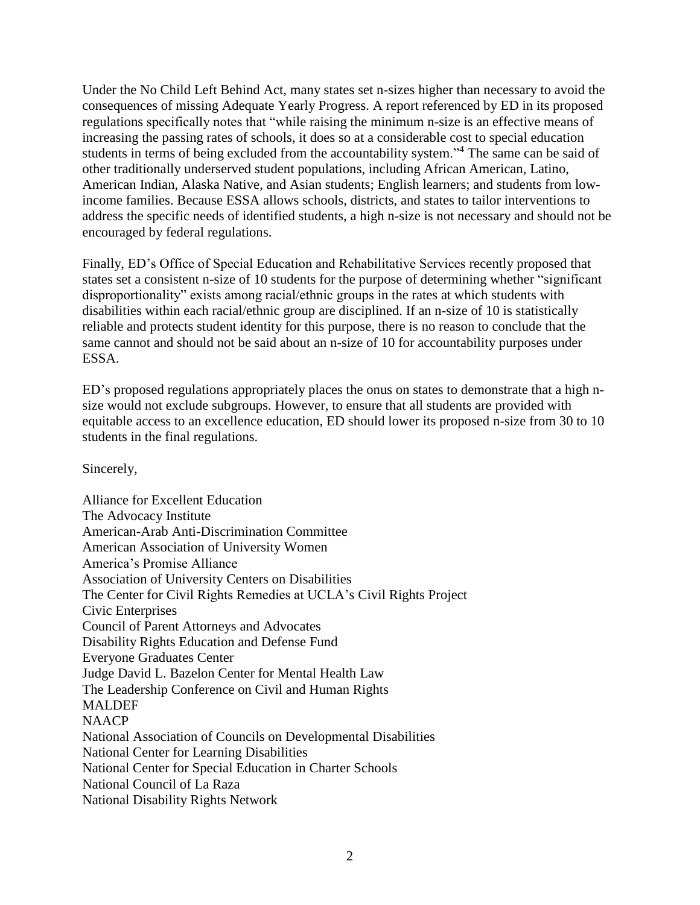Under the No Child Left Behind Act, many states set n-sizes higher than necessary to avoid the consequences of missing Adequate Yearly Progress. A report referenced by ED in its proposed regulations specifically notes that "while raising the minimum n-size is an effective means of increasing the passing rates of schools, it does so at a considerable cost to special education students in terms of being excluded from the accountability system."[4] The same can be said of other traditionally underserved student populations, including African American, Latino, American Indian, Alaska Native, and Asian students; English learners; and students from low-income families. Because ESSA allows schools, districts, and states to tailor interventions to address the specific needs of identified students, a high n-size is not necessary and should not be encouraged by federal regulations.

Finally, ED's Office of Special Education and Rehabilitative Services recently proposed that states set a consistent n-size of 10 students for the purpose of determining whether "significant disproportionality" exists among racial/ethnic groups in the rates at which students with disabilities within each racial/ethnic group are disciplined. If an n-size of 10 is statistically reliable and protects student identity for this purpose, there is no reason to conclude that the same cannot and should not be said about an n-size of 10 for accountability purposes under ESSA.

ED's proposed regulations appropriately places the onus on states to demonstrate that a high n-size would not exclude subgroups. However, to ensure that all students are provided with equitable access to an excellence education, ED should lower its proposed n-size from 30 to 10 students in the final regulations.

Sincerely,

Alliance for Excellent Education
The Advocacy Institute
American-Arab Anti-Discrimination Committee
American Association of University Women
America's Promise Alliance
Association of University Centers on Disabilities
The Center for Civil Rights Remedies at UCLA's Civil Rights Project
Civic Enterprises
Council of Parent Attorneys and Advocates
Disability Rights Education and Defense Fund
Everyone Graduates Center
Judge David L. Bazelon Center for Mental Health Law
The Leadership Conference on Civil and Human Rights
MALDEF
NAACP
National Association of Councils on Developmental Disabilities
National Center for Learning Disabilities
National Center for Special Education in Charter Schools
National Council of La Raza
National Disability Rights Network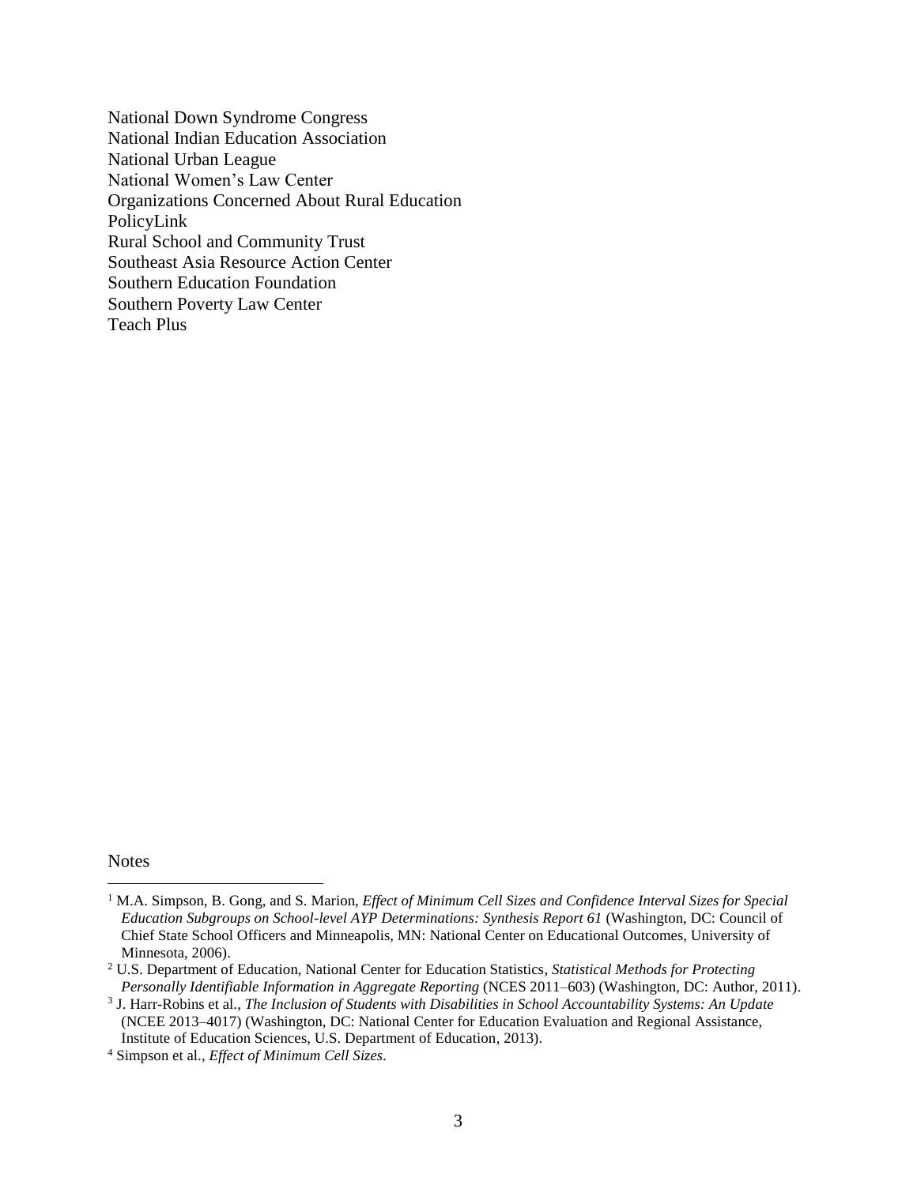National Down Syndrome Congress
National Indian Education Association
National Urban League
National Women's Law Center
Organizations Concerned About Rural Education
PolicyLink
Rural School and Community Trust
Southeast Asia Resource Action Center
Southern Education Foundation
Southern Poverty Law Center
Teach Plus

Notes

[1] M.A. Simpson, B. Gong, and S. Marion, *Effect of Minimum Cell Sizes and Confidence Interval Sizes for Special Education Subgroups on School-level AYP Determinations: Synthesis Report 61* (Washington, DC: Council of Chief State School Officers and Minneapolis, MN: National Center on Educational Outcomes, University of Minnesota, 2006).

[2] U.S. Department of Education, National Center for Education Statistics, *Statistical Methods for Protecting Personally Identifiable Information in Aggregate Reporting* (NCES 2011–603) (Washington, DC: Author, 2011).

[3] J. Harr-Robins et al., *The Inclusion of Students with Disabilities in School Accountability Systems: An Update* (NCEE 2013–4017) (Washington, DC: National Center for Education Evaluation and Regional Assistance, Institute of Education Sciences, U.S. Department of Education, 2013).

[4] Simpson et al., *Effect of Minimum Cell Sizes*.